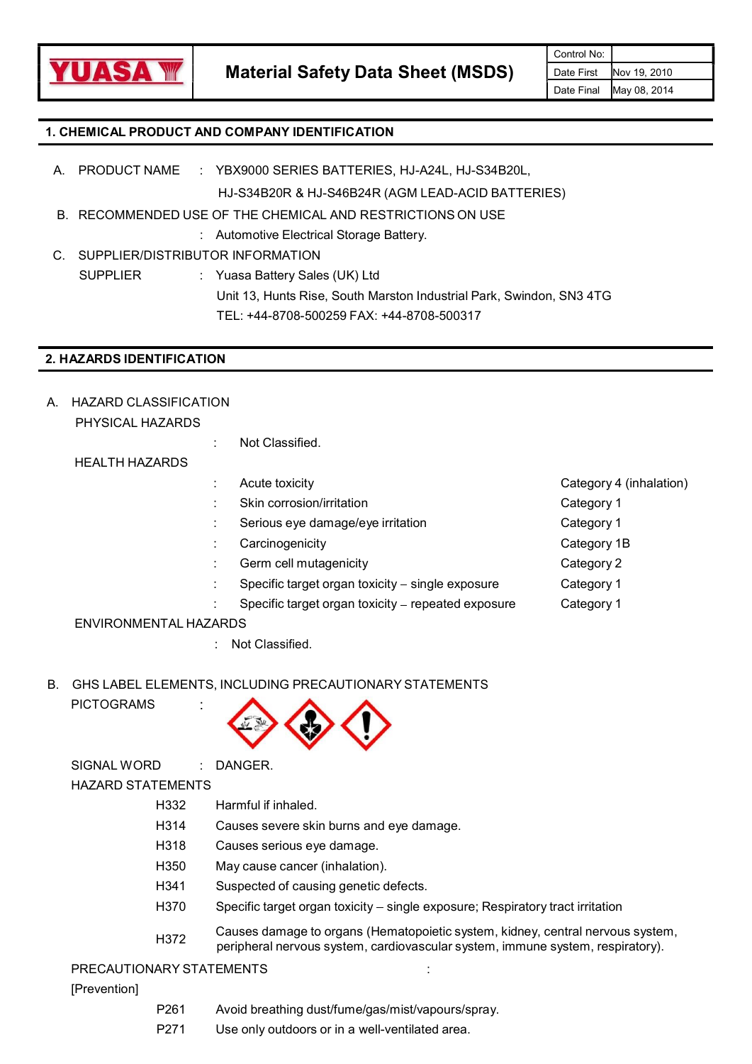| YUASA | **Material Safety Data Sheet (MSDS)** | Control No: | |
|---|---|---|---|
| | | Date First | Nov 19, 2010 |
| | | Date Final | May 08, 2014 |

## 1. CHEMICAL PRODUCT AND COMPANY IDENTIFICATION

A. PRODUCT NAME : YBX9000 SERIES BATTERIES, HJ-A24L, HJ-S34B20L, HJ-S34B20R & HJ-S46B24R (AGM LEAD-ACID BATTERIES)

B. RECOMMENDED USE OF THE CHEMICAL AND RESTRICTIONS ON USE

: Automotive Electrical Storage Battery.

C. SUPPLIER/DISTRIBUTOR INFORMATION

SUPPLIER : Yuasa Battery Sales (UK) Ltd
Unit 13, Hunts Rise, South Marston Industrial Park, Swindon, SN3 4TG
TEL: +44-8708-500259 FAX: +44-8708-500317

## 2. HAZARDS IDENTIFICATION

A. HAZARD CLASSIFICATION

PHYSICAL HAZARDS

: Not Classified.

HEALTH HAZARDS

| | |
|---|---|
| Acute toxicity | Category 4 (inhalation) |
| Skin corrosion/irritation | Category 1 |
| Serious eye damage/eye irritation | Category 1 |
| Carcinogenicity | Category 1B |
| Germ cell mutagenicity | Category 2 |
| Specific target organ toxicity – single exposure | Category 1 |
| Specific target organ toxicity – repeated exposure | Category 1 |

ENVIRONMENTAL HAZARDS

: Not Classified.

B. GHS LABEL ELEMENTS, INCLUDING PRECAUTIONARY STATEMENTS

PICTOGRAMS :

SIGNAL WORD : DANGER.

HAZARD STATEMENTS

| | |
|---|---|
| H332 | Harmful if inhaled. |
| H314 | Causes severe skin burns and eye damage. |
| H318 | Causes serious eye damage. |
| H350 | May cause cancer (inhalation). |
| H341 | Suspected of causing genetic defects. |
| H370 | Specific target organ toxicity – single exposure; Respiratory tract irritation |
| H372 | Causes damage to organs (Hematopoietic system, kidney, central nervous system, peripheral nervous system, cardiovascular system, immune system, respiratory). |

PRECAUTIONARY STATEMENTS :

[Prevention]

| | |
|---|---|
| P261 | Avoid breathing dust/fume/gas/mist/vapours/spray. |
| P271 | Use only outdoors or in a well-ventilated area. |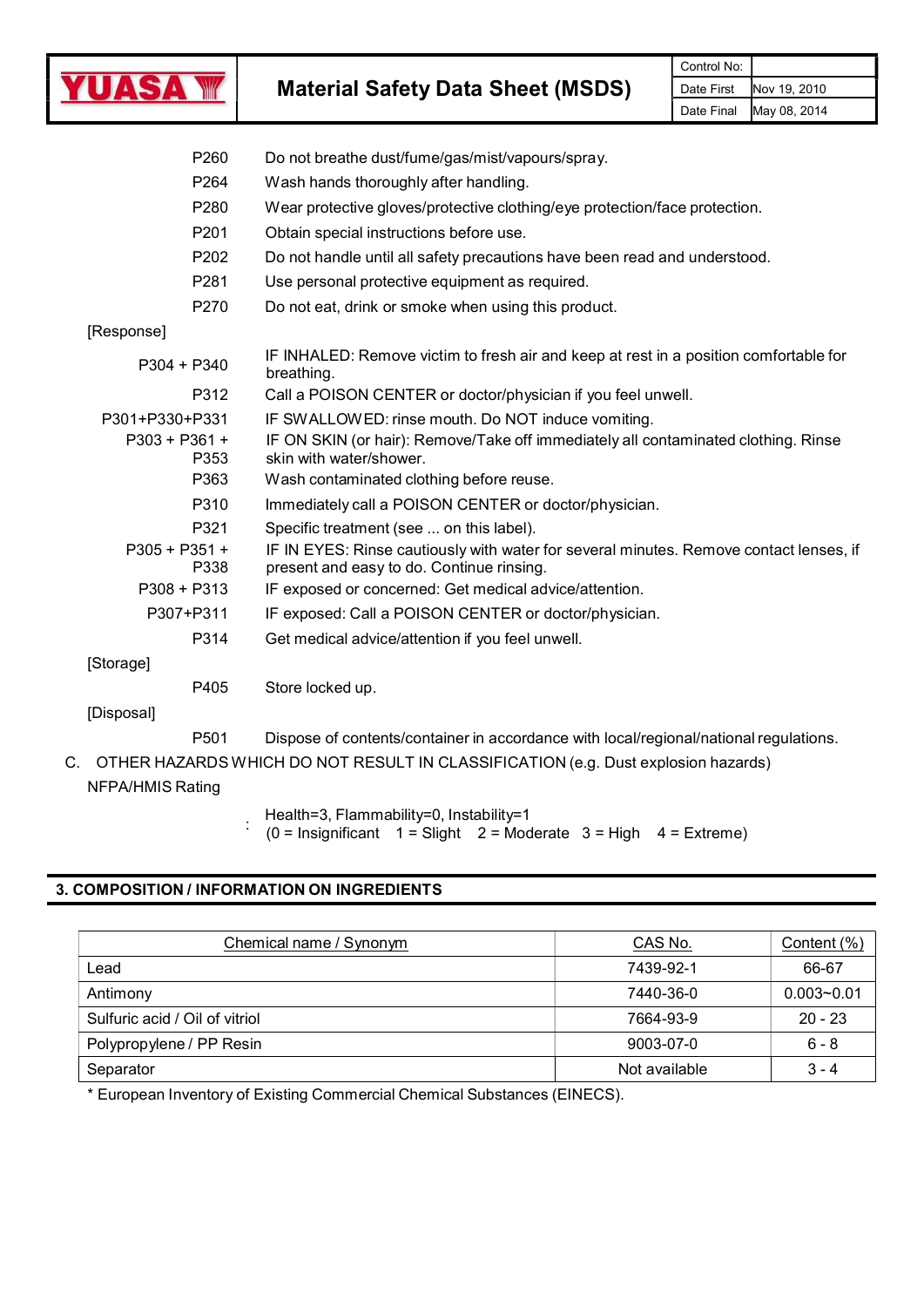| | |
|---|---|
| P260 | Do not breathe dust/fume/gas/mist/vapours/spray. |
| P264 | Wash hands thoroughly after handling. |
| P280 | Wear protective gloves/protective clothing/eye protection/face protection. |
| P201 | Obtain special instructions before use. |
| P202 | Do not handle until all safety precautions have been read and understood. |
| P281 | Use personal protective equipment as required. |
| P270 | Do not eat, drink or smoke when using this product. |

[Response]

| | |
|---|---|
| P304 + P340 | IF INHALED: Remove victim to fresh air and keep at rest in a position comfortable for breathing. |
| P312 | Call a POISON CENTER or doctor/physician if you feel unwell. |
| P301+P330+P331 | IF SWALLOWED: rinse mouth. Do NOT induce vomiting. |
| P303 + P361 + P353 | IF ON SKIN (or hair): Remove/Take off immediately all contaminated clothing. Rinse skin with water/shower. |
| P363 | Wash contaminated clothing before reuse. |
| P310 | Immediately call a POISON CENTER or doctor/physician. |
| P321 | Specific treatment (see ... on this label). |
| P305 + P351 + P338 | IF IN EYES: Rinse cautiously with water for several minutes. Remove contact lenses, if present and easy to do. Continue rinsing. |
| P308 + P313 | IF exposed or concerned: Get medical advice/attention. |
| P307+P311 | IF exposed: Call a POISON CENTER or doctor/physician. |
| P314 | Get medical advice/attention if you feel unwell. |

[Storage]

| | |
|---|---|
| P405 | Store locked up. |

[Disposal]

| | |
|---|---|
| P501 | Dispose of contents/container in accordance with local/regional/national regulations. |

C. OTHER HAZARDS WHICH DO NOT RESULT IN CLASSIFICATION (e.g. Dust explosion hazards)

NFPA/HMIS Rating

: Health=3, Flammability=0, Instability=1
(0 = Insignificant 1 = Slight 2 = Moderate 3 = High 4 = Extreme)

## 3. COMPOSITION / INFORMATION ON INGREDIENTS

| Chemical name / Synonym | CAS No. | Content (%) |
|---|---|---|
| Lead | 7439-92-1 | 66-67 |
| Antimony | 7440-36-0 | 0.003~0.01 |
| Sulfuric acid / Oil of vitriol | 7664-93-9 | 20 - 23 |
| Polypropylene / PP Resin | 9003-07-0 | 6 - 8 |
| Separator | Not available | 3 - 4 |

* European Inventory of Existing Commercial Chemical Substances (EINECS).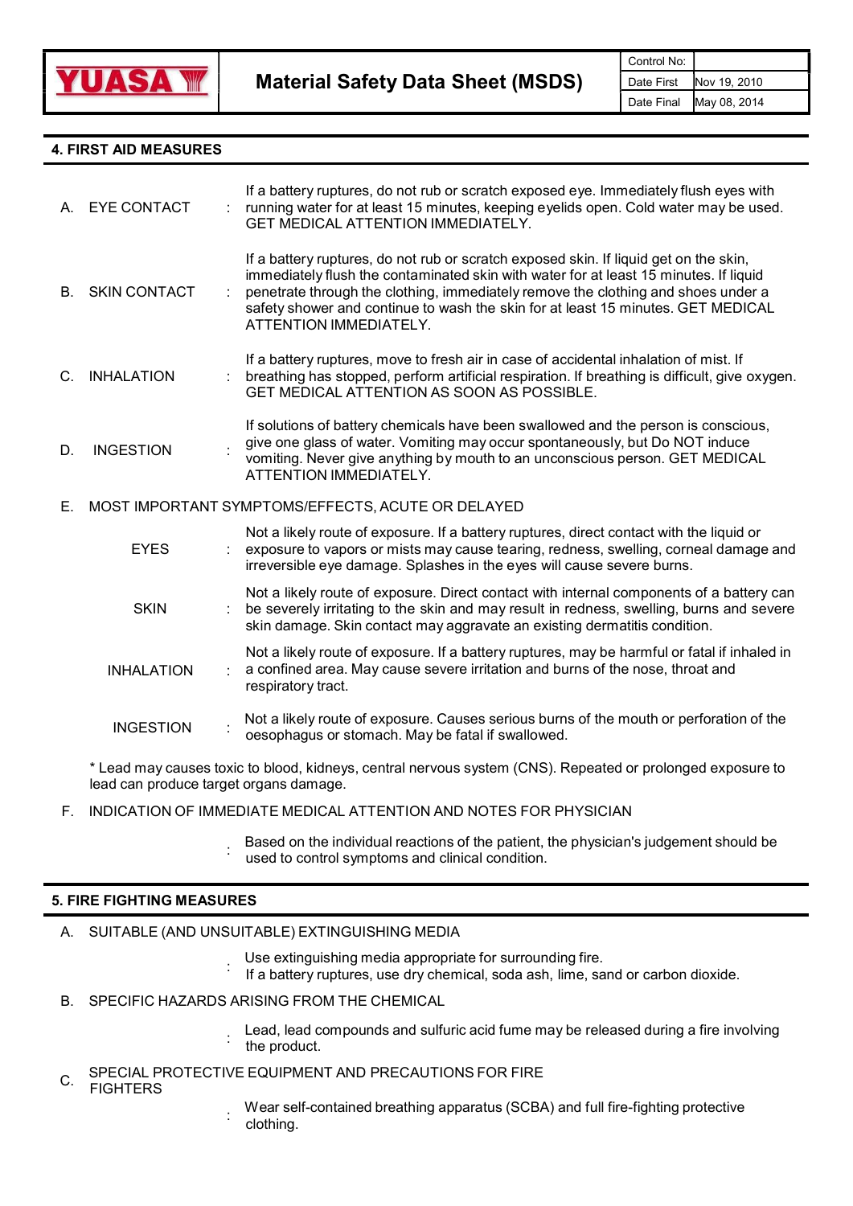## 4. FIRST AID MEASURES

A. EYE CONTACT : If a battery ruptures, do not rub or scratch exposed eye. Immediately flush eyes with running water for at least 15 minutes, keeping eyelids open. Cold water may be used. GET MEDICAL ATTENTION IMMEDIATELY.

B. SKIN CONTACT : If a battery ruptures, do not rub or scratch exposed skin. If liquid get on the skin, immediately flush the contaminated skin with water for at least 15 minutes. If liquid penetrate through the clothing, immediately remove the clothing and shoes under a safety shower and continue to wash the skin for at least 15 minutes. GET MEDICAL ATTENTION IMMEDIATELY.

C. INHALATION : If a battery ruptures, move to fresh air in case of accidental inhalation of mist. If breathing has stopped, perform artificial respiration. If breathing is difficult, give oxygen. GET MEDICAL ATTENTION AS SOON AS POSSIBLE.

D. INGESTION : If solutions of battery chemicals have been swallowed and the person is conscious, give one glass of water. Vomiting may occur spontaneously, but Do NOT induce vomiting. Never give anything by mouth to an unconscious person. GET MEDICAL ATTENTION IMMEDIATELY.

E. MOST IMPORTANT SYMPTOMS/EFFECTS, ACUTE OR DELAYED

EYES : Not a likely route of exposure. If a battery ruptures, direct contact with the liquid or exposure to vapors or mists may cause tearing, redness, swelling, corneal damage and irreversible eye damage. Splashes in the eyes will cause severe burns.

SKIN : Not a likely route of exposure. Direct contact with internal components of a battery can be severely irritating to the skin and may result in redness, swelling, burns and severe skin damage. Skin contact may aggravate an existing dermatitis condition.

INHALATION : Not a likely route of exposure. If a battery ruptures, may be harmful or fatal if inhaled in a confined area. May cause severe irritation and burns of the nose, throat and respiratory tract.

INGESTION : Not a likely route of exposure. Causes serious burns of the mouth or perforation of the oesophagus or stomach. May be fatal if swallowed.

* Lead may causes toxic to blood, kidneys, central nervous system (CNS). Repeated or prolonged exposure to lead can produce target organs damage.

F. INDICATION OF IMMEDIATE MEDICAL ATTENTION AND NOTES FOR PHYSICIAN

: Based on the individual reactions of the patient, the physician's judgement should be used to control symptoms and clinical condition.

## 5. FIRE FIGHTING MEASURES

A. SUITABLE (AND UNSUITABLE) EXTINGUISHING MEDIA

: Use extinguishing media appropriate for surrounding fire.
If a battery ruptures, use dry chemical, soda ash, lime, sand or carbon dioxide.

B. SPECIFIC HAZARDS ARISING FROM THE CHEMICAL

: Lead, lead compounds and sulfuric acid fume may be released during a fire involving the product.

C. SPECIAL PROTECTIVE EQUIPMENT AND PRECAUTIONS FOR FIRE FIGHTERS

: Wear self-contained breathing apparatus (SCBA) and full fire-fighting protective clothing.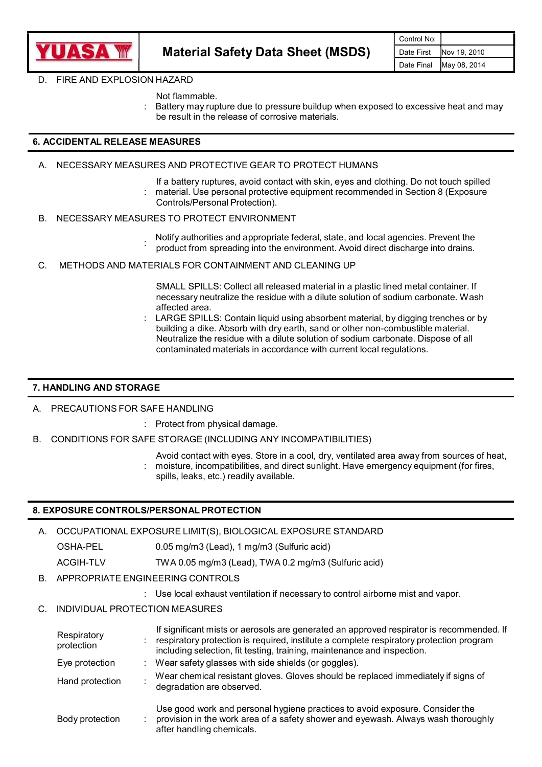D. FIRE AND EXPLOSION HAZARD

: Not flammable.
Battery may rupture due to pressure buildup when exposed to excessive heat and may be result in the release of corrosive materials.

## 6. ACCIDENTAL RELEASE MEASURES

A. NECESSARY MEASURES AND PROTECTIVE GEAR TO PROTECT HUMANS

: If a battery ruptures, avoid contact with skin, eyes and clothing. Do not touch spilled material. Use personal protective equipment recommended in Section 8 (Exposure Controls/Personal Protection).

B. NECESSARY MEASURES TO PROTECT ENVIRONMENT

: Notify authorities and appropriate federal, state, and local agencies. Prevent the product from spreading into the environment. Avoid direct discharge into drains.

C. METHODS AND MATERIALS FOR CONTAINMENT AND CLEANING UP

: SMALL SPILLS: Collect all released material in a plastic lined metal container. If necessary neutralize the residue with a dilute solution of sodium carbonate. Wash affected area.
LARGE SPILLS: Contain liquid using absorbent material, by digging trenches or by building a dike. Absorb with dry earth, sand or other non-combustible material. Neutralize the residue with a dilute solution of sodium carbonate. Dispose of all contaminated materials in accordance with current local regulations.

## 7. HANDLING AND STORAGE

A. PRECAUTIONS FOR SAFE HANDLING

: Protect from physical damage.

B. CONDITIONS FOR SAFE STORAGE (INCLUDING ANY INCOMPATIBILITIES)

: Avoid contact with eyes. Store in a cool, dry, ventilated area away from sources of heat, moisture, incompatibilities, and direct sunlight. Have emergency equipment (for fires, spills, leaks, etc.) readily available.

## 8. EXPOSURE CONTROLS/PERSONAL PROTECTION

A. OCCUPATIONAL EXPOSURE LIMIT(S), BIOLOGICAL EXPOSURE STANDARD

| | |
|---|---|
| OSHA-PEL | 0.05 mg/m3 (Lead), 1 mg/m3 (Sulfuric acid) |
| ACGIH-TLV | TWA 0.05 mg/m3 (Lead), TWA 0.2 mg/m3 (Sulfuric acid) |

B. APPROPRIATE ENGINEERING CONTROLS

: Use local exhaust ventilation if necessary to control airborne mist and vapor.

C. INDIVIDUAL PROTECTION MEASURES

| | |
|---|---|
| Respiratory protection | : If significant mists or aerosols are generated an approved respirator is recommended. If respiratory protection is required, institute a complete respiratory protection program including selection, fit testing, training, maintenance and inspection. |
| Eye protection | : Wear safety glasses with side shields (or goggles). |
| Hand protection | : Wear chemical resistant gloves. Gloves should be replaced immediately if signs of degradation are observed. |
| Body protection | : Use good work and personal hygiene practices to avoid exposure. Consider the provision in the work area of a safety shower and eyewash. Always wash thoroughly after handling chemicals. |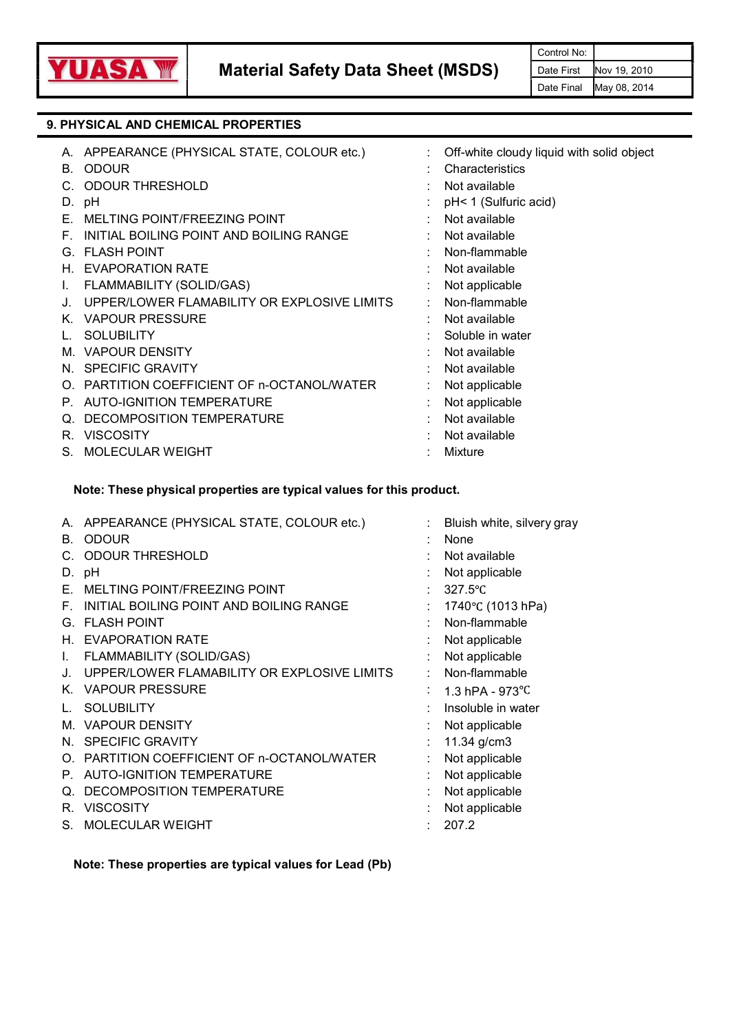## 9. PHYSICAL AND CHEMICAL PROPERTIES

A. APPEARANCE (PHYSICAL STATE, COLOUR etc.) : Off-white cloudy liquid with solid object
B. ODOUR : Characteristics
C. ODOUR THRESHOLD : Not available
D. pH : pH< 1 (Sulfuric acid)
E. MELTING POINT/FREEZING POINT : Not available
F. INITIAL BOILING POINT AND BOILING RANGE : Not available
G. FLASH POINT : Non-flammable
H. EVAPORATION RATE : Not available
I. FLAMMABILITY (SOLID/GAS) : Not applicable
J. UPPER/LOWER FLAMABILITY OR EXPLOSIVE LIMITS : Non-flammable
K. VAPOUR PRESSURE : Not available
L. SOLUBILITY : Soluble in water
M. VAPOUR DENSITY : Not available
N. SPECIFIC GRAVITY : Not available
O. PARTITION COEFFICIENT OF n-OCTANOL/WATER : Not applicable
P. AUTO-IGNITION TEMPERATURE : Not applicable
Q. DECOMPOSITION TEMPERATURE : Not available
R. VISCOSITY : Not available
S. MOLECULAR WEIGHT : Mixture

**Note: These physical properties are typical values for this product.**

A. APPEARANCE (PHYSICAL STATE, COLOUR etc.) : Bluish white, silvery gray
B. ODOUR : None
C. ODOUR THRESHOLD : Not available
D. pH : Not applicable
E. MELTING POINT/FREEZING POINT : 327.5℃
F. INITIAL BOILING POINT AND BOILING RANGE : 1740℃ (1013 hPa)
G. FLASH POINT : Non-flammable
H. EVAPORATION RATE : Not applicable
I. FLAMMABILITY (SOLID/GAS) : Not applicable
J. UPPER/LOWER FLAMABILITY OR EXPLOSIVE LIMITS : Non-flammable
K. VAPOUR PRESSURE : 1.3 hPA - 973℃
L. SOLUBILITY : Insoluble in water
M. VAPOUR DENSITY : Not applicable
N. SPECIFIC GRAVITY : 11.34 g/cm3
O. PARTITION COEFFICIENT OF n-OCTANOL/WATER : Not applicable
P. AUTO-IGNITION TEMPERATURE : Not applicable
Q. DECOMPOSITION TEMPERATURE : Not applicable
R. VISCOSITY : Not applicable
S. MOLECULAR WEIGHT : 207.2

**Note: These properties are typical values for Lead (Pb)**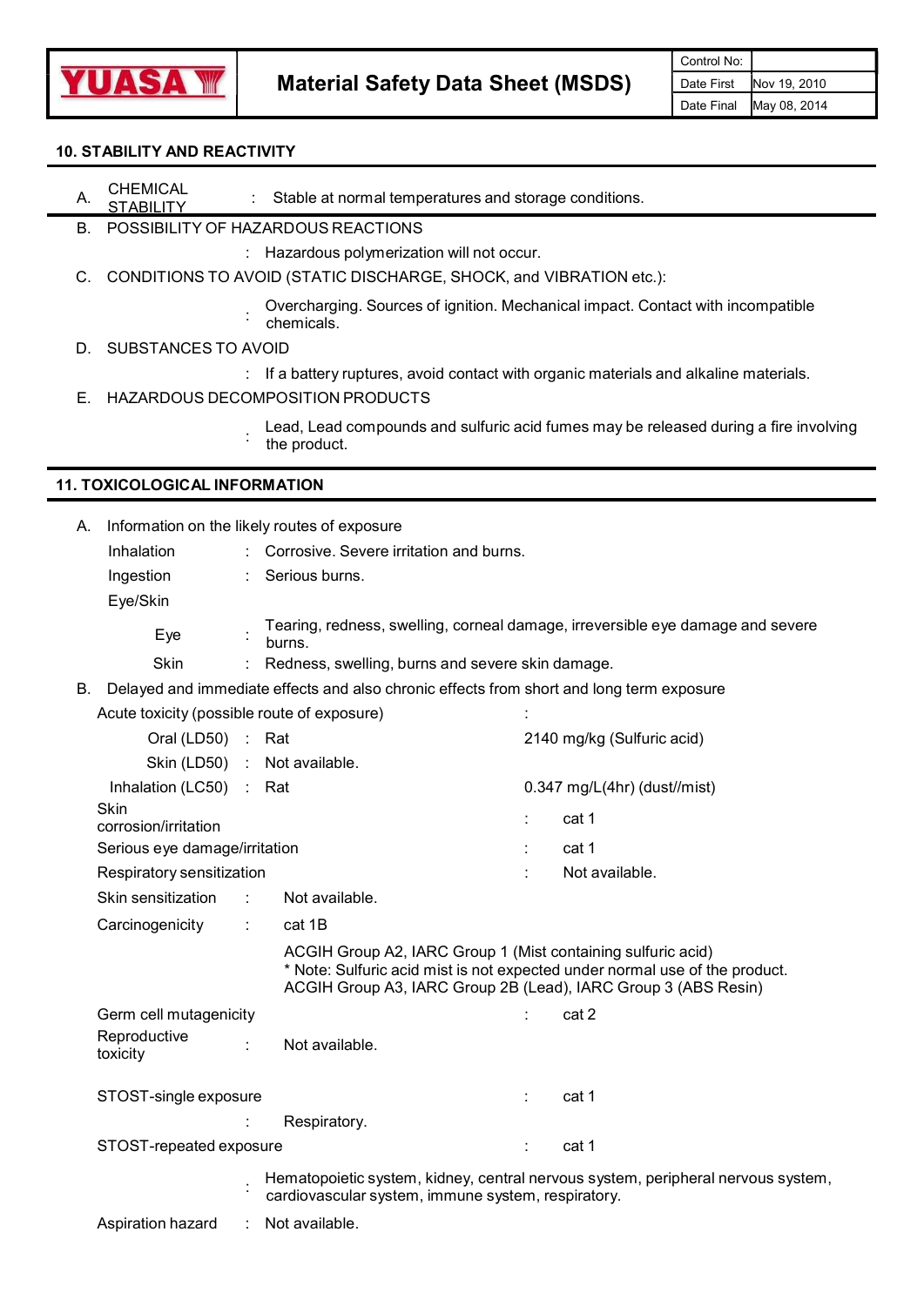## 10. STABILITY AND REACTIVITY

A. CHEMICAL STABILITY : Stable at normal temperatures and storage conditions.

B. POSSIBILITY OF HAZARDOUS REACTIONS

: Hazardous polymerization will not occur.

C. CONDITIONS TO AVOID (STATIC DISCHARGE, SHOCK, and VIBRATION etc.):

: Overcharging. Sources of ignition. Mechanical impact. Contact with incompatible chemicals.

D. SUBSTANCES TO AVOID

: If a battery ruptures, avoid contact with organic materials and alkaline materials.

E. HAZARDOUS DECOMPOSITION PRODUCTS

: Lead, Lead compounds and sulfuric acid fumes may be released during a fire involving the product.

## 11. TOXICOLOGICAL INFORMATION

A. Information on the likely routes of exposure

Inhalation : Corrosive. Severe irritation and burns.

Ingestion : Serious burns.

Eye/Skin

- Eye : Tearing, redness, swelling, corneal damage, irreversible eye damage and severe burns.
- Skin : Redness, swelling, burns and severe skin damage.

B. Delayed and immediate effects and also chronic effects from short and long term exposure

Acute toxicity (possible route of exposure) :

- Oral (LD50) : Rat 2140 mg/kg (Sulfuric acid)
- Skin (LD50) : Not available.
- Inhalation (LC50) : Rat 0.347 mg/L(4hr) (dust//mist)

Skin corrosion/irritation : cat 1

Serious eye damage/irritation : cat 1

Respiratory sensitization : Not available.

Skin sensitization : Not available.

Carcinogenicity : cat 1B

ACGIH Group A2, IARC Group 1 (Mist containing sulfuric acid)
* Note: Sulfuric acid mist is not expected under normal use of the product.
ACGIH Group A3, IARC Group 2B (Lead), IARC Group 3 (ABS Resin)

Germ cell mutagenicity : cat 2

Reproductive toxicity : Not available.

STOST-single exposure : cat 1

: Respiratory.

STOST-repeated exposure : cat 1

: Hematopoietic system, kidney, central nervous system, peripheral nervous system, cardiovascular system, immune system, respiratory.

Aspiration hazard : Not available.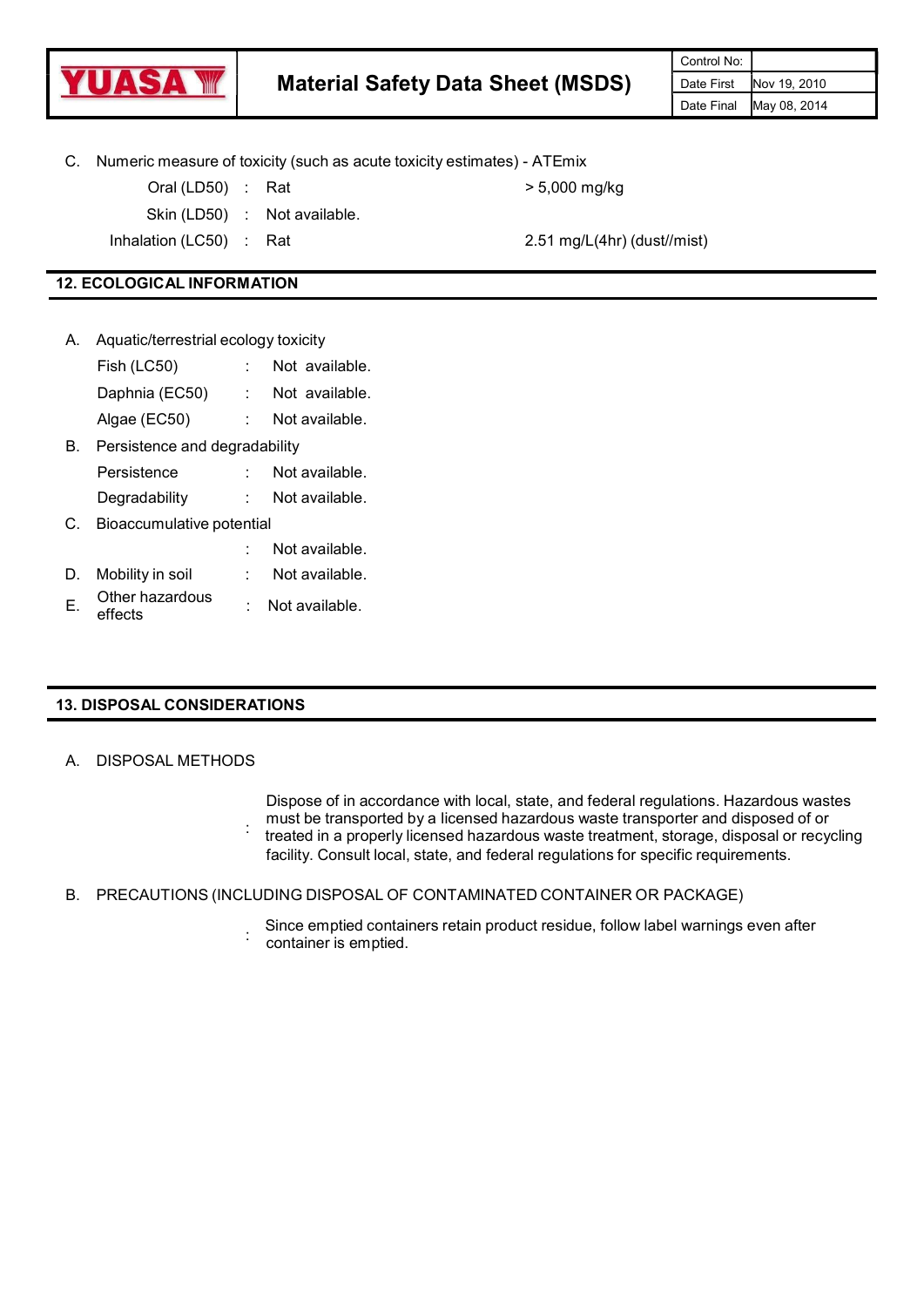C. Numeric measure of toxicity (such as acute toxicity estimates) - ATEmix

| | | | |
|---|---|---|---|
| Oral (LD50) | : | Rat | > 5,000 mg/kg |
| Skin (LD50) | : | Not available. | |
| Inhalation (LC50) | : | Rat | 2.51 mg/L(4hr) (dust//mist) |

## 12. ECOLOGICAL INFORMATION

A. Aquatic/terrestrial ecology toxicity

| | | |
|---|---|---|
| Fish (LC50) | : | Not available. |
| Daphnia (EC50) | : | Not available. |
| Algae (EC50) | : | Not available. |

B. Persistence and degradability

| | | |
|---|---|---|
| Persistence | : | Not available. |
| Degradability | : | Not available. |

C. Bioaccumulative potential

: Not available.

D. Mobility in soil : Not available.

E. Other hazardous effects : Not available.

## 13. DISPOSAL CONSIDERATIONS

A. DISPOSAL METHODS

: Dispose of in accordance with local, state, and federal regulations. Hazardous wastes must be transported by a licensed hazardous waste transporter and disposed of or treated in a properly licensed hazardous waste treatment, storage, disposal or recycling facility. Consult local, state, and federal regulations for specific requirements.

B. PRECAUTIONS (INCLUDING DISPOSAL OF CONTAMINATED CONTAINER OR PACKAGE)

: Since emptied containers retain product residue, follow label warnings even after container is emptied.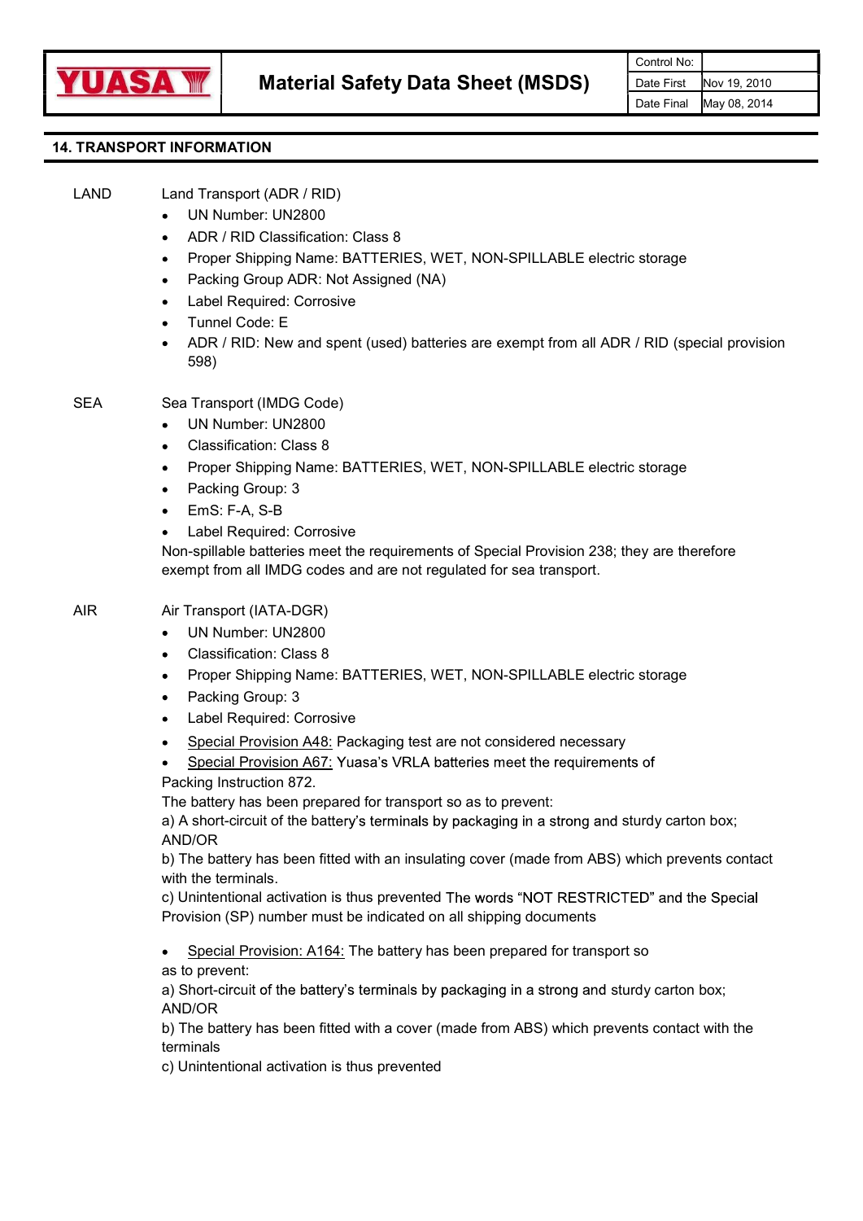## 14. TRANSPORT INFORMATION

LAND

Land Transport (ADR / RID)

- UN Number: UN2800
- ADR / RID Classification: Class 8
- Proper Shipping Name: BATTERIES, WET, NON-SPILLABLE electric storage
- Packing Group ADR: Not Assigned (NA)
- Label Required: Corrosive
- Tunnel Code: E
- ADR / RID: New and spent (used) batteries are exempt from all ADR / RID (special provision 598)

SEA

Sea Transport (IMDG Code)

- UN Number: UN2800
- Classification: Class 8
- Proper Shipping Name: BATTERIES, WET, NON-SPILLABLE electric storage
- Packing Group: 3
- EmS: F-A, S-B
- Label Required: Corrosive

Non-spillable batteries meet the requirements of Special Provision 238; they are therefore exempt from all IMDG codes and are not regulated for sea transport.

AIR

Air Transport (IATA-DGR)

- UN Number: UN2800
- Classification: Class 8
- Proper Shipping Name: BATTERIES, WET, NON-SPILLABLE electric storage
- Packing Group: 3
- Label Required: Corrosive
- Special Provision A48: Packaging test are not considered necessary
- Special Provision A67: Yuasa's VRLA batteries meet the requirements of

Packing Instruction 872.
The battery has been prepared for transport so as to prevent:
a) A short-circuit of the battery's terminals by packaging in a strong and sturdy carton box;
AND/OR
b) The battery has been fitted with an insulating cover (made from ABS) which prevents contact with the terminals.
c) Unintentional activation is thus prevented The words "NOT RESTRICTED" and the Special Provision (SP) number must be indicated on all shipping documents

- Special Provision: A164: The battery has been prepared for transport so

as to prevent:
a) Short-circuit of the battery's terminals by packaging in a strong and sturdy carton box;
AND/OR
b) The battery has been fitted with a cover (made from ABS) which prevents contact with the terminals
c) Unintentional activation is thus prevented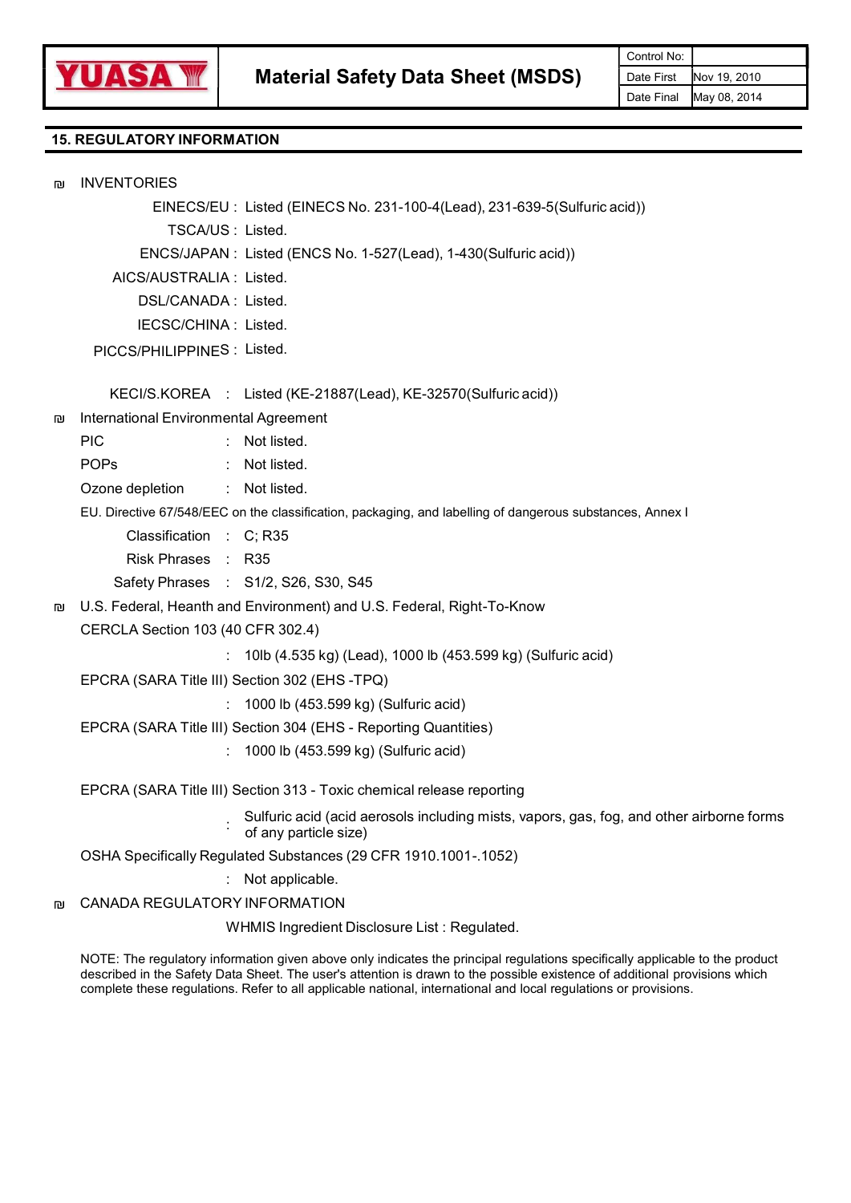## 15. REGULATORY INFORMATION

₪ INVENTORIES

EINECS/EU : Listed (EINECS No. 231-100-4(Lead), 231-639-5(Sulfuric acid))

TSCA/US : Listed.

ENCS/JAPAN : Listed (ENCS No. 1-527(Lead), 1-430(Sulfuric acid))

AICS/AUSTRALIA : Listed.

DSL/CANADA : Listed.

IECSC/CHINA : Listed.

PICCS/PHILIPPINES : Listed.

KECI/S.KOREA : Listed (KE-21887(Lead), KE-32570(Sulfuric acid))

₪ International Environmental Agreement

PIC : Not listed.

POPs : Not listed.

Ozone depletion : Not listed.

EU. Directive 67/548/EEC on the classification, packaging, and labelling of dangerous substances, Annex I

Classification : C; R35

Risk Phrases : R35

Safety Phrases : S1/2, S26, S30, S45

₪ U.S. Federal, Heanth and Environment) and U.S. Federal, Right-To-Know

CERCLA Section 103 (40 CFR 302.4)

: 10lb (4.535 kg) (Lead), 1000 lb (453.599 kg) (Sulfuric acid)

EPCRA (SARA Title III) Section 302 (EHS -TPQ)

: 1000 lb (453.599 kg) (Sulfuric acid)

EPCRA (SARA Title III) Section 304 (EHS - Reporting Quantities)

: 1000 lb (453.599 kg) (Sulfuric acid)

EPCRA (SARA Title III) Section 313 - Toxic chemical release reporting

: Sulfuric acid (acid aerosols including mists, vapors, gas, fog, and other airborne forms of any particle size)

OSHA Specifically Regulated Substances (29 CFR 1910.1001-.1052)

: Not applicable.

₪ CANADA REGULATORY INFORMATION

WHMIS Ingredient Disclosure List : Regulated.

NOTE: The regulatory information given above only indicates the principal regulations specifically applicable to the product described in the Safety Data Sheet. The user's attention is drawn to the possible existence of additional provisions which complete these regulations. Refer to all applicable national, international and local regulations or provisions.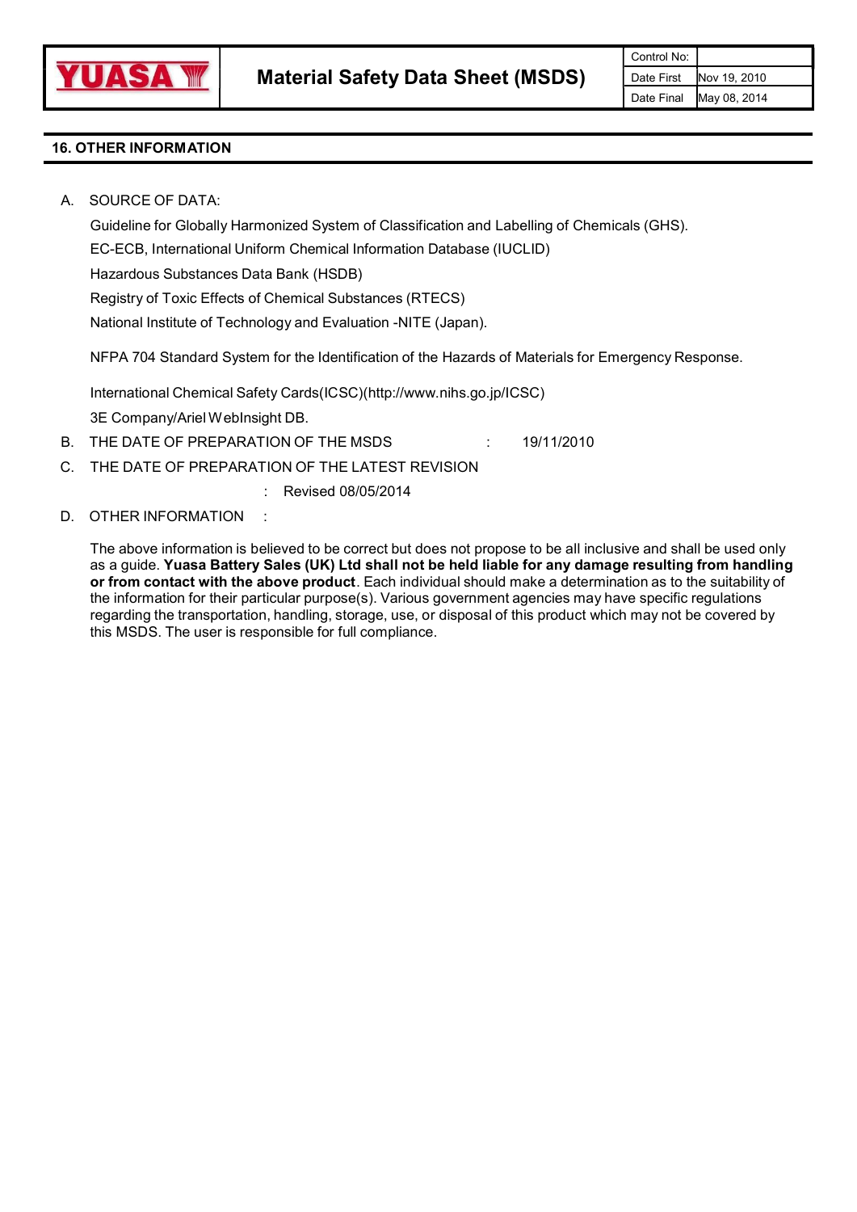## 16. OTHER INFORMATION

A. SOURCE OF DATA:

Guideline for Globally Harmonized System of Classification and Labelling of Chemicals (GHS).

EC-ECB, International Uniform Chemical Information Database (IUCLID)

Hazardous Substances Data Bank (HSDB)

Registry of Toxic Effects of Chemical Substances (RTECS)

National Institute of Technology and Evaluation -NITE (Japan).

NFPA 704 Standard System for the Identification of the Hazards of Materials for Emergency Response.

International Chemical Safety Cards(ICSC)(http://www.nihs.go.jp/ICSC)

3E Company/Ariel WebInsight DB.

B. THE DATE OF PREPARATION OF THE MSDS : 19/11/2010

C. THE DATE OF PREPARATION OF THE LATEST REVISION

: Revised 08/05/2014

D. OTHER INFORMATION :

The above information is believed to be correct but does not propose to be all inclusive and shall be used only as a guide. **Yuasa Battery Sales (UK) Ltd shall not be held liable for any damage resulting from handling or from contact with the above product**. Each individual should make a determination as to the suitability of the information for their particular purpose(s). Various government agencies may have specific regulations regarding the transportation, handling, storage, use, or disposal of this product which may not be covered by this MSDS. The user is responsible for full compliance.